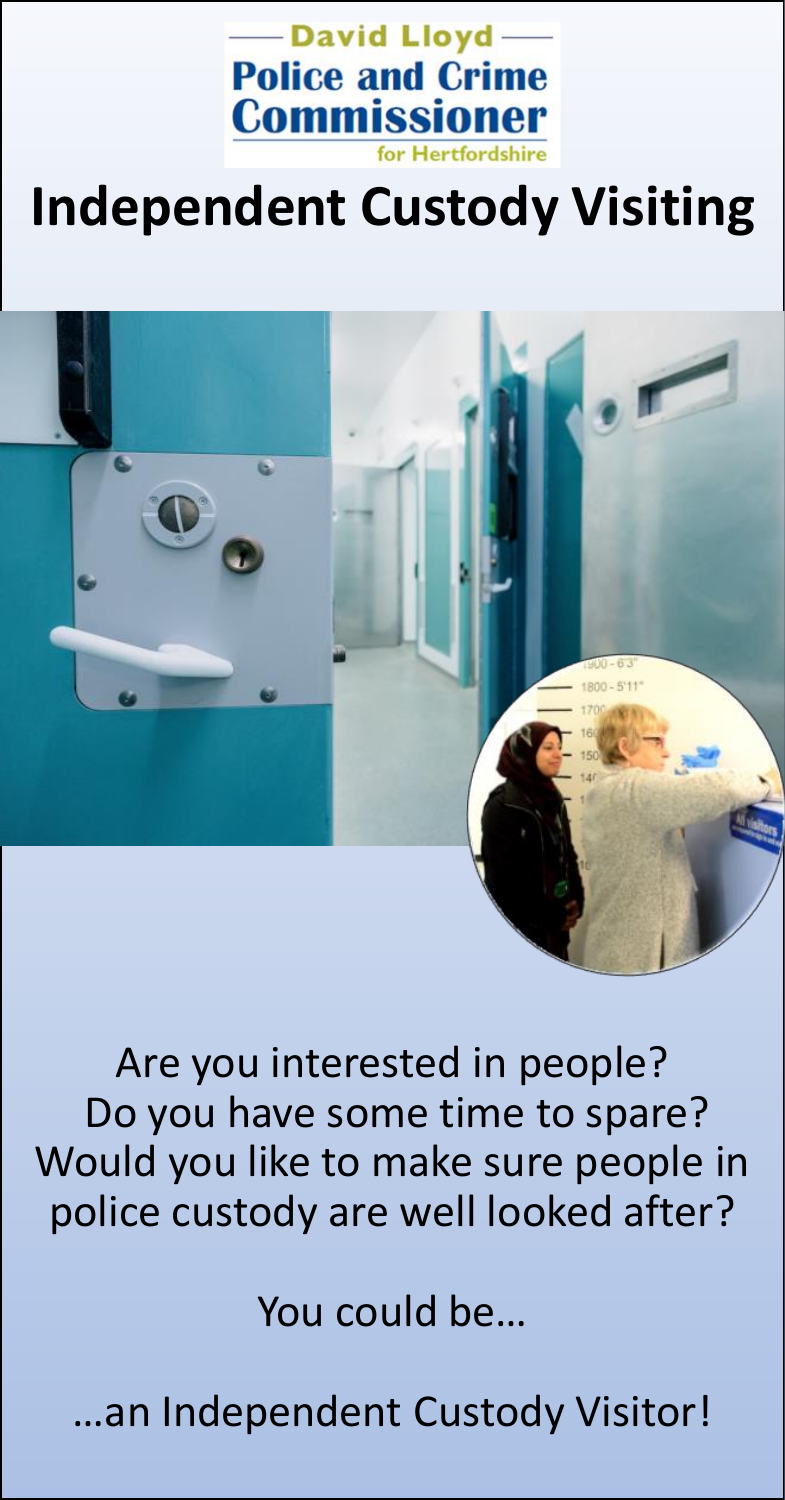David Lloyd
Police and Crime Commissioner
for Hertfordshire

# Independent Custody Visiting

Are you interested in people?
Do you have some time to spare?
Would you like to make sure people in police custody are well looked after?

You could be…

…an Independent Custody Visitor!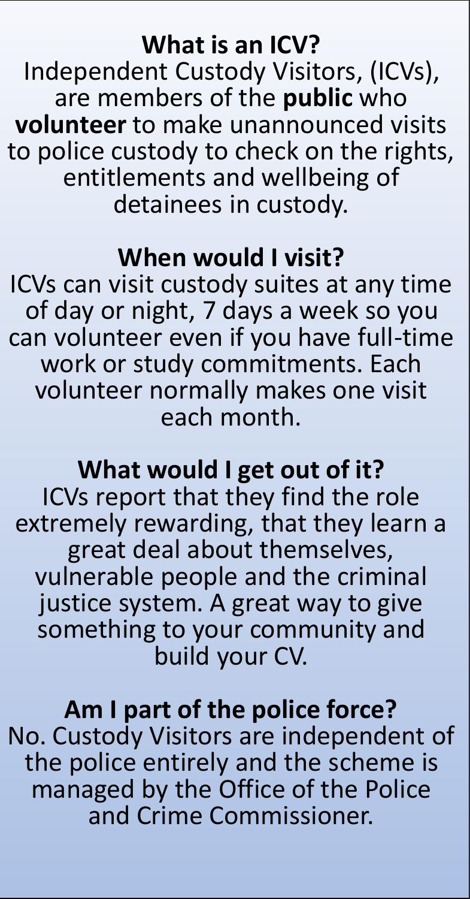## What is an ICV?

Independent Custody Visitors, (ICVs), are members of the **public** who **volunteer** to make unannounced visits to police custody to check on the rights, entitlements and wellbeing of detainees in custody.

## When would I visit?

ICVs can visit custody suites at any time of day or night, 7 days a week so you can volunteer even if you have full-time work or study commitments. Each volunteer normally makes one visit each month.

## What would I get out of it?

ICVs report that they find the role extremely rewarding, that they learn a great deal about themselves, vulnerable people and the criminal justice system. A great way to give something to your community and build your CV.

## Am I part of the police force?

No. Custody Visitors are independent of the police entirely and the scheme is managed by the Office of the Police and Crime Commissioner.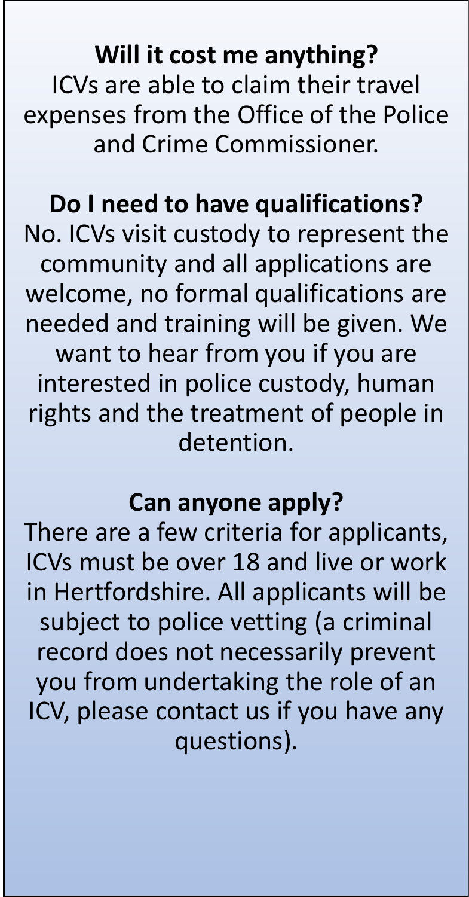**Will it cost me anything?**

ICVs are able to claim their travel expenses from the Office of the Police and Crime Commissioner.

**Do I need to have qualifications?**

No. ICVs visit custody to represent the community and all applications are welcome, no formal qualifications are needed and training will be given. We want to hear from you if you are interested in police custody, human rights and the treatment of people in detention.

**Can anyone apply?**

There are a few criteria for applicants, ICVs must be over 18 and live or work in Hertfordshire. All applicants will be subject to police vetting (a criminal record does not necessarily prevent you from undertaking the role of an ICV, please contact us if you have any questions).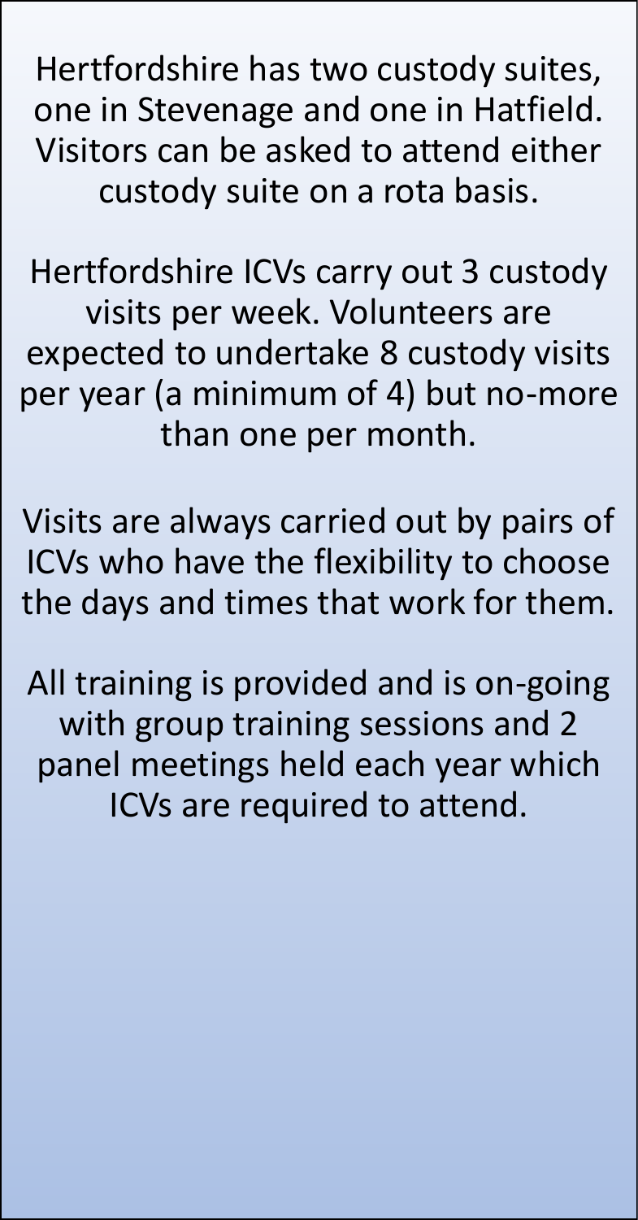Hertfordshire has two custody suites, one in Stevenage and one in Hatfield. Visitors can be asked to attend either custody suite on a rota basis.

Hertfordshire ICVs carry out 3 custody visits per week. Volunteers are expected to undertake 8 custody visits per year (a minimum of 4) but no-more than one per month.

Visits are always carried out by pairs of ICVs who have the flexibility to choose the days and times that work for them.

All training is provided and is on-going with group training sessions and 2 panel meetings held each year which ICVs are required to attend.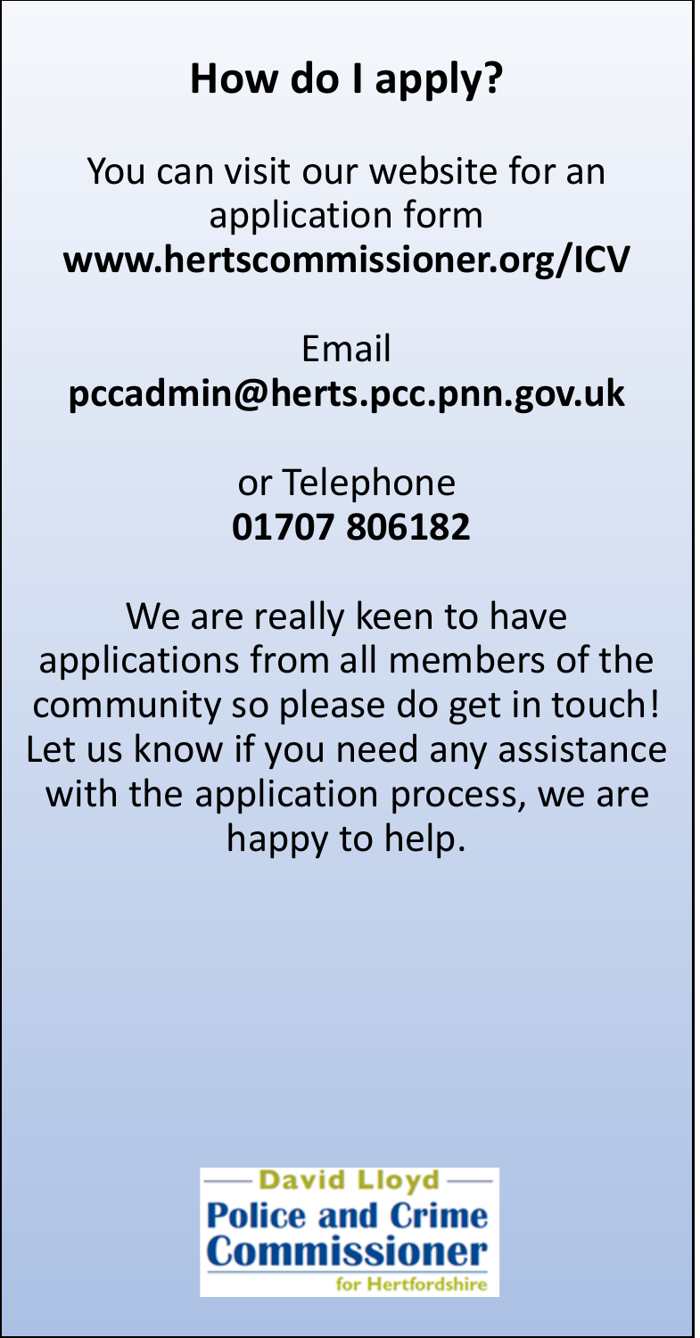# How do I apply?

You can visit our website for an application form
**www.hertscommissioner.org/ICV**

Email
**pccadmin@herts.pcc.pnn.gov.uk**

or Telephone
**01707 806182**

We are really keen to have applications from all members of the community so please do get in touch! Let us know if you need any assistance with the application process, we are happy to help.

David Lloyd
Police and Crime Commissioner
for Hertfordshire